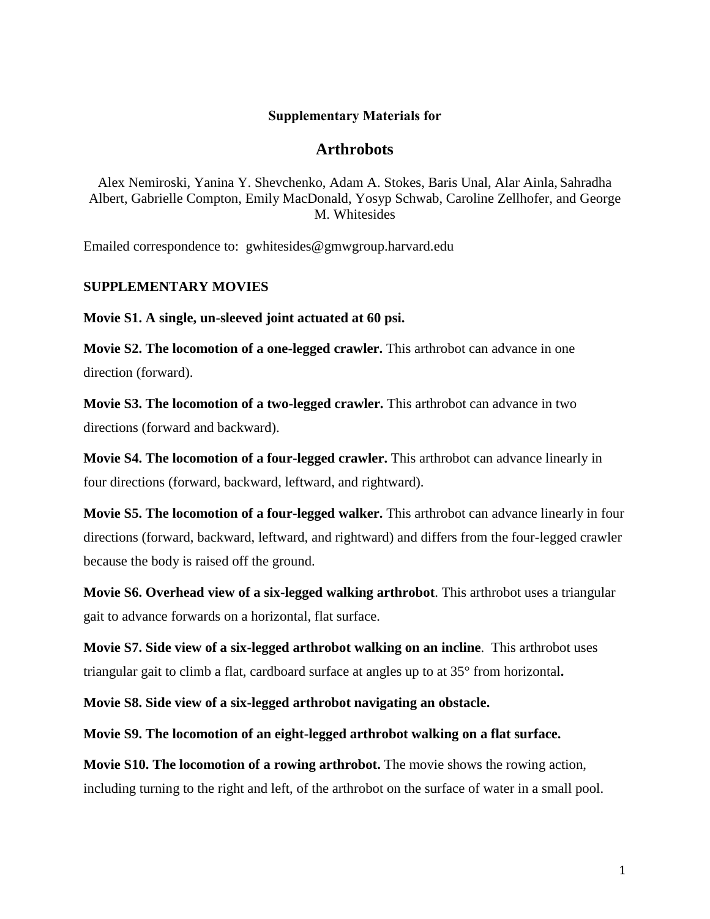**Supplementary Materials for**

# Arthrobots

Alex Nemiroski, Yanina Y. Shevchenko, Adam A. Stokes, Baris Unal, Alar Ainla, Sahradha Albert, Gabrielle Compton, Emily MacDonald, Yosyp Schwab, Caroline Zellhofer, and George M. Whitesides

Emailed correspondence to: gwhitesides@gmwgroup.harvard.edu

## SUPPLEMENTARY MOVIES

**Movie S1. A single, un-sleeved joint actuated at 60 psi.**

**Movie S2. The locomotion of a one-legged crawler.** This arthrobot can advance in one direction (forward).

**Movie S3. The locomotion of a two-legged crawler.** This arthrobot can advance in two directions (forward and backward).

**Movie S4. The locomotion of a four-legged crawler.** This arthrobot can advance linearly in four directions (forward, backward, leftward, and rightward).

**Movie S5. The locomotion of a four-legged walker.** This arthrobot can advance linearly in four directions (forward, backward, leftward, and rightward) and differs from the four-legged crawler because the body is raised off the ground.

**Movie S6. Overhead view of a six-legged walking arthrobot**. This arthrobot uses a triangular gait to advance forwards on a horizontal, flat surface.

**Movie S7. Side view of a six-legged arthrobot walking on an incline**. This arthrobot uses triangular gait to climb a flat, cardboard surface at angles up to at 35° from horizontal**.**

**Movie S8. Side view of a six-legged arthrobot navigating an obstacle.**

**Movie S9. The locomotion of an eight-legged arthrobot walking on a flat surface.**

**Movie S10. The locomotion of a rowing arthrobot.** The movie shows the rowing action, including turning to the right and left, of the arthrobot on the surface of water in a small pool.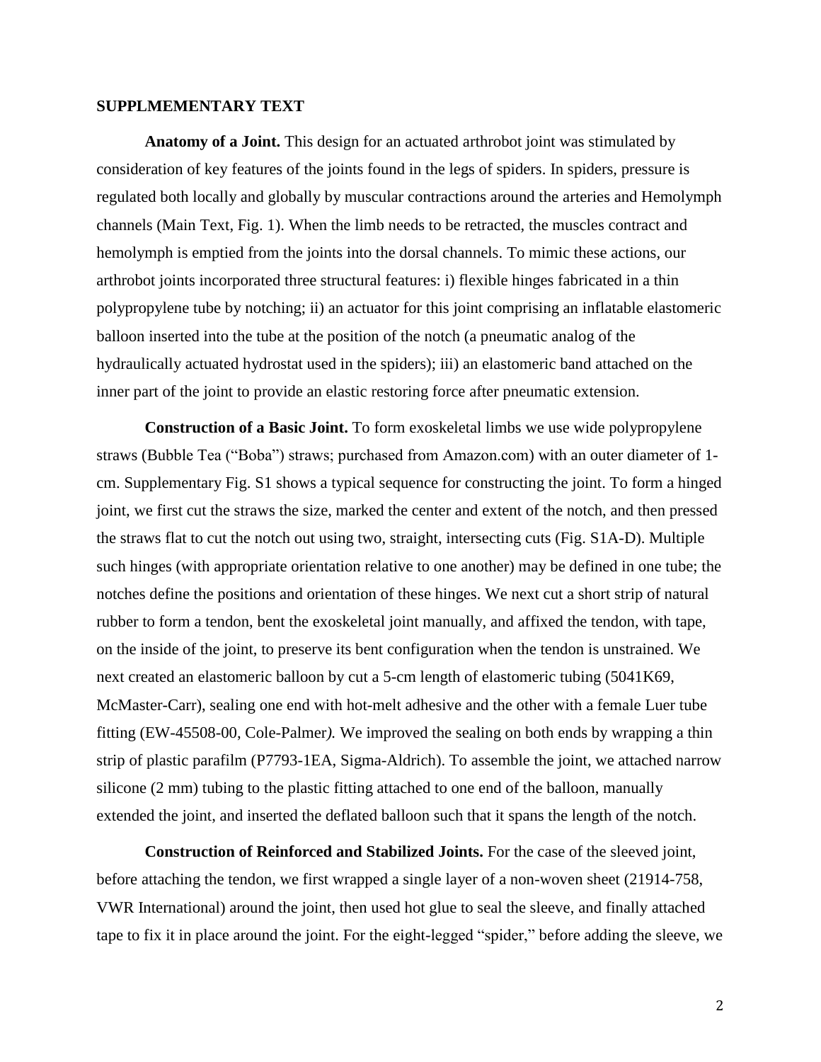## SUPPLMEMENTARY TEXT

**Anatomy of a Joint.** This design for an actuated arthrobot joint was stimulated by consideration of key features of the joints found in the legs of spiders. In spiders, pressure is regulated both locally and globally by muscular contractions around the arteries and Hemolymph channels (Main Text, Fig. 1). When the limb needs to be retracted, the muscles contract and hemolymph is emptied from the joints into the dorsal channels. To mimic these actions, our arthrobot joints incorporated three structural features: i) flexible hinges fabricated in a thin polypropylene tube by notching; ii) an actuator for this joint comprising an inflatable elastomeric balloon inserted into the tube at the position of the notch (a pneumatic analog of the hydraulically actuated hydrostat used in the spiders); iii) an elastomeric band attached on the inner part of the joint to provide an elastic restoring force after pneumatic extension.

**Construction of a Basic Joint.** To form exoskeletal limbs we use wide polypropylene straws (Bubble Tea ("Boba") straws; purchased from Amazon.com) with an outer diameter of 1-cm. Supplementary Fig. S1 shows a typical sequence for constructing the joint. To form a hinged joint, we first cut the straws the size, marked the center and extent of the notch, and then pressed the straws flat to cut the notch out using two, straight, intersecting cuts (Fig. S1A-D). Multiple such hinges (with appropriate orientation relative to one another) may be defined in one tube; the notches define the positions and orientation of these hinges. We next cut a short strip of natural rubber to form a tendon, bent the exoskeletal joint manually, and affixed the tendon, with tape, on the inside of the joint, to preserve its bent configuration when the tendon is unstrained. We next created an elastomeric balloon by cut a 5-cm length of elastomeric tubing (5041K69, McMaster-Carr), sealing one end with hot-melt adhesive and the other with a female Luer tube fitting (EW-45508-00, Cole-Palmer*).* We improved the sealing on both ends by wrapping a thin strip of plastic parafilm (P7793-1EA, Sigma-Aldrich). To assemble the joint, we attached narrow silicone (2 mm) tubing to the plastic fitting attached to one end of the balloon, manually extended the joint, and inserted the deflated balloon such that it spans the length of the notch.

**Construction of Reinforced and Stabilized Joints.** For the case of the sleeved joint, before attaching the tendon, we first wrapped a single layer of a non-woven sheet (21914-758, VWR International) around the joint, then used hot glue to seal the sleeve, and finally attached tape to fix it in place around the joint. For the eight-legged "spider," before adding the sleeve, we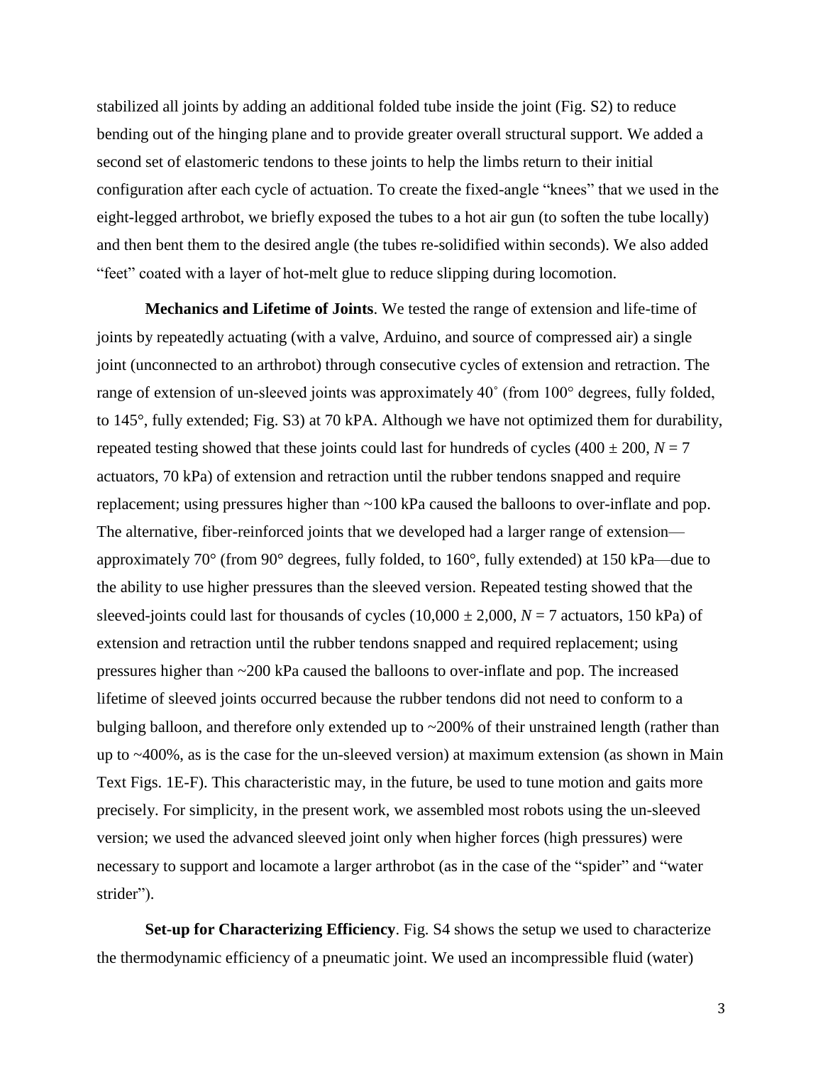stabilized all joints by adding an additional folded tube inside the joint (Fig. S2) to reduce bending out of the hinging plane and to provide greater overall structural support. We added a second set of elastomeric tendons to these joints to help the limbs return to their initial configuration after each cycle of actuation. To create the fixed-angle "knees" that we used in the eight-legged arthrobot, we briefly exposed the tubes to a hot air gun (to soften the tube locally) and then bent them to the desired angle (the tubes re-solidified within seconds). We also added "feet" coated with a layer of hot-melt glue to reduce slipping during locomotion.

**Mechanics and Lifetime of Joints**. We tested the range of extension and life-time of joints by repeatedly actuating (with a valve, Arduino, and source of compressed air) a single joint (unconnected to an arthrobot) through consecutive cycles of extension and retraction. The range of extension of un-sleeved joints was approximately 40˚ (from 100° degrees, fully folded, to 145°, fully extended; Fig. S3) at 70 kPA. Although we have not optimized them for durability, repeated testing showed that these joints could last for hundreds of cycles (400 ± 200, $N = 7$ actuators, 70 kPa) of extension and retraction until the rubber tendons snapped and require replacement; using pressures higher than ~100 kPa caused the balloons to over-inflate and pop. The alternative, fiber-reinforced joints that we developed had a larger range of extension—approximately 70° (from 90° degrees, fully folded, to 160°, fully extended) at 150 kPa—due to the ability to use higher pressures than the sleeved version. Repeated testing showed that the sleeved-joints could last for thousands of cycles (10,000 ± 2,000, $N = 7$ actuators, 150 kPa) of extension and retraction until the rubber tendons snapped and required replacement; using pressures higher than ~200 kPa caused the balloons to over-inflate and pop. The increased lifetime of sleeved joints occurred because the rubber tendons did not need to conform to a bulging balloon, and therefore only extended up to ~200% of their unstrained length (rather than up to ~400%, as is the case for the un-sleeved version) at maximum extension (as shown in Main Text Figs. 1E-F). This characteristic may, in the future, be used to tune motion and gaits more precisely. For simplicity, in the present work, we assembled most robots using the un-sleeved version; we used the advanced sleeved joint only when higher forces (high pressures) were necessary to support and locamote a larger arthrobot (as in the case of the "spider" and "water strider").

**Set-up for Characterizing Efficiency**. Fig. S4 shows the setup we used to characterize the thermodynamic efficiency of a pneumatic joint. We used an incompressible fluid (water)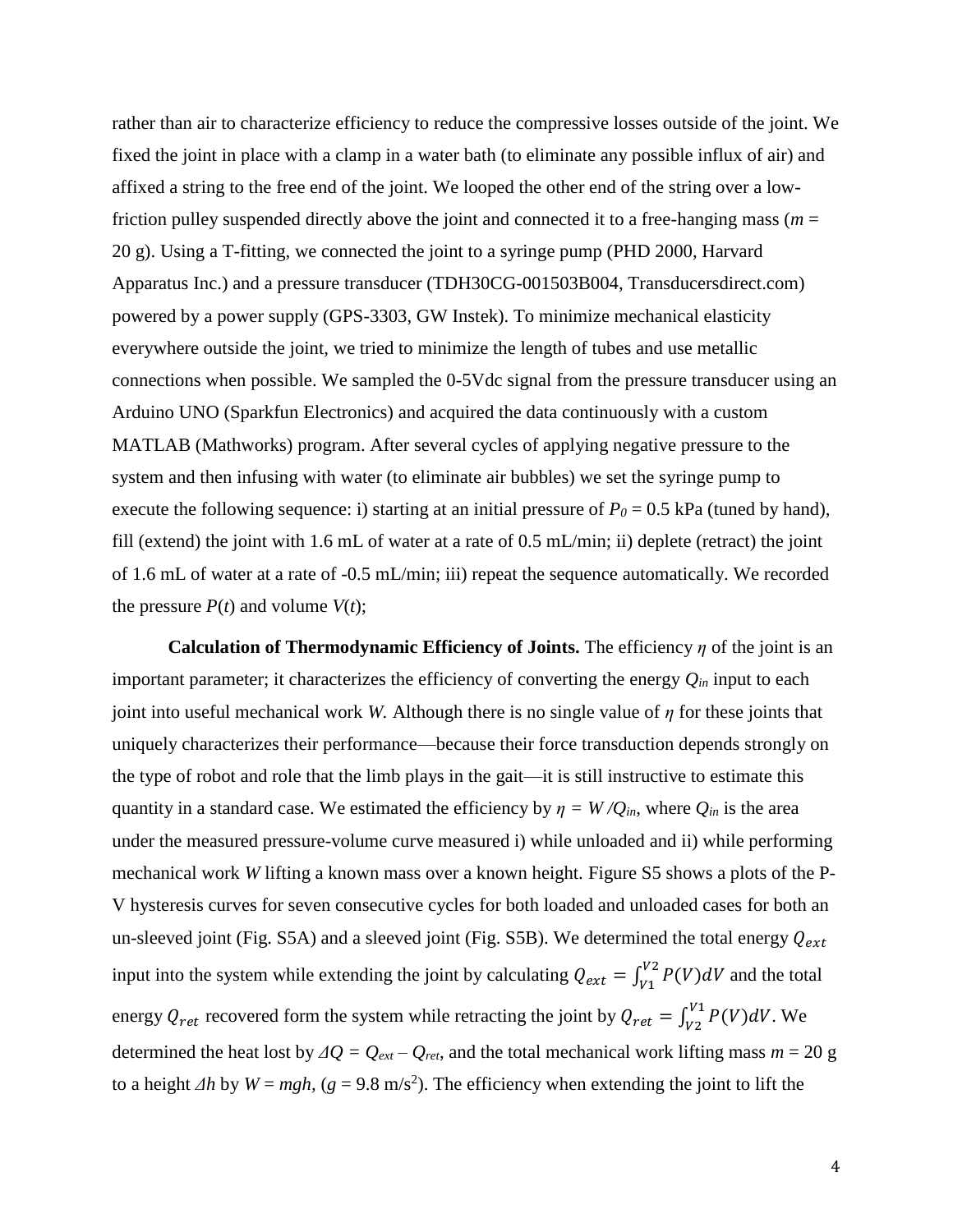rather than air to characterize efficiency to reduce the compressive losses outside of the joint. We fixed the joint in place with a clamp in a water bath (to eliminate any possible influx of air) and affixed a string to the free end of the joint. We looped the other end of the string over a low-friction pulley suspended directly above the joint and connected it to a free-hanging mass ($m$ = 20 g). Using a T-fitting, we connected the joint to a syringe pump (PHD 2000, Harvard Apparatus Inc.) and a pressure transducer (TDH30CG-001503B004, Transducersdirect.com) powered by a power supply (GPS-3303, GW Instek). To minimize mechanical elasticity everywhere outside the joint, we tried to minimize the length of tubes and use metallic connections when possible. We sampled the 0-5Vdc signal from the pressure transducer using an Arduino UNO (Sparkfun Electronics) and acquired the data continuously with a custom MATLAB (Mathworks) program. After several cycles of applying negative pressure to the system and then infusing with water (to eliminate air bubbles) we set the syringe pump to execute the following sequence: i) starting at an initial pressure of $P_0$ = 0.5 kPa (tuned by hand), fill (extend) the joint with 1.6 mL of water at a rate of 0.5 mL/min; ii) deplete (retract) the joint of 1.6 mL of water at a rate of -0.5 mL/min; iii) repeat the sequence automatically. We recorded the pressure $P(t)$ and volume $V(t)$;

**Calculation of Thermodynamic Efficiency of Joints.** The efficiency $\eta$ of the joint is an important parameter; it characterizes the efficiency of converting the energy $Q_{in}$ input to each joint into useful mechanical work $W$. Although there is no single value of $\eta$ for these joints that uniquely characterizes their performance—because their force transduction depends strongly on the type of robot and role that the limb plays in the gait—it is still instructive to estimate this quantity in a standard case. We estimated the efficiency by $\eta = W/Q_{in}$, where $Q_{in}$ is the area under the measured pressure-volume curve measured i) while unloaded and ii) while performing mechanical work $W$ lifting a known mass over a known height. Figure S5 shows a plots of the P-V hysteresis curves for seven consecutive cycles for both loaded and unloaded cases for both an un-sleeved joint (Fig. S5A) and a sleeved joint (Fig. S5B). We determined the total energy $Q_{ext}$ input into the system while extending the joint by calculating $Q_{ext} = \int_{V1}^{V2} P(V)dV$ and the total energy $Q_{ret}$ recovered form the system while retracting the joint by $Q_{ret} = \int_{V2}^{V1} P(V)dV$. We determined the heat lost by $\Delta Q = Q_{ext} - Q_{ret}$, and the total mechanical work lifting mass $m$ = 20 g to a height $\Delta h$ by $W = mgh$, ($g$ = 9.8 m/s$^2$). The efficiency when extending the joint to lift the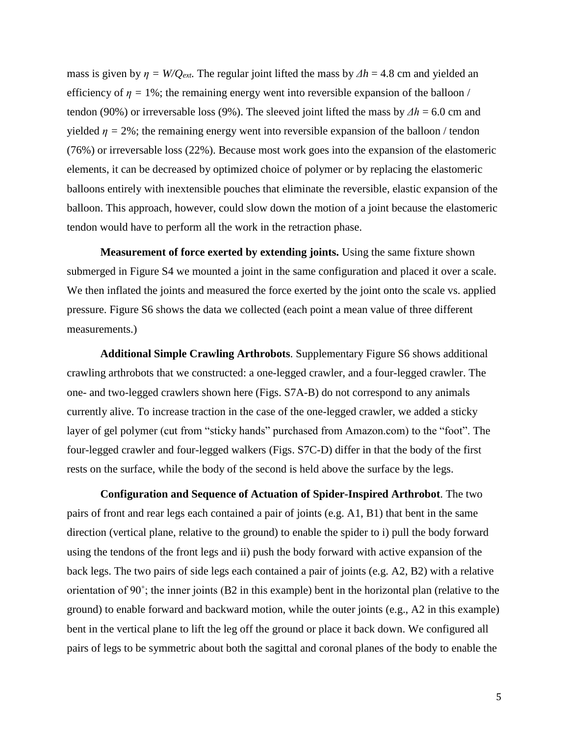mass is given by $\eta = W/Q_{ext}$. The regular joint lifted the mass by $\Delta h$ = 4.8 cm and yielded an efficiency of $\eta$ = 1%; the remaining energy went into reversible expansion of the balloon / tendon (90%) or irreversable loss (9%). The sleeved joint lifted the mass by $\Delta h$ = 6.0 cm and yielded $\eta$ = 2%; the remaining energy went into reversible expansion of the balloon / tendon (76%) or irreversable loss (22%). Because most work goes into the expansion of the elastomeric elements, it can be decreased by optimized choice of polymer or by replacing the elastomeric balloons entirely with inextensible pouches that eliminate the reversible, elastic expansion of the balloon. This approach, however, could slow down the motion of a joint because the elastomeric tendon would have to perform all the work in the retraction phase.

**Measurement of force exerted by extending joints.** Using the same fixture shown submerged in Figure S4 we mounted a joint in the same configuration and placed it over a scale. We then inflated the joints and measured the force exerted by the joint onto the scale vs. applied pressure. Figure S6 shows the data we collected (each point a mean value of three different measurements.)

**Additional Simple Crawling Arthrobots**. Supplementary Figure S6 shows additional crawling arthrobots that we constructed: a one-legged crawler, and a four-legged crawler. The one- and two-legged crawlers shown here (Figs. S7A-B) do not correspond to any animals currently alive. To increase traction in the case of the one-legged crawler, we added a sticky layer of gel polymer (cut from "sticky hands" purchased from Amazon.com) to the "foot". The four-legged crawler and four-legged walkers (Figs. S7C-D) differ in that the body of the first rests on the surface, while the body of the second is held above the surface by the legs.

**Configuration and Sequence of Actuation of Spider-Inspired Arthrobot**. The two pairs of front and rear legs each contained a pair of joints (e.g. A1, B1) that bent in the same direction (vertical plane, relative to the ground) to enable the spider to i) pull the body forward using the tendons of the front legs and ii) push the body forward with active expansion of the back legs. The two pairs of side legs each contained a pair of joints (e.g. A2, B2) with a relative orientation of 90˚; the inner joints (B2 in this example) bent in the horizontal plan (relative to the ground) to enable forward and backward motion, while the outer joints (e.g., A2 in this example) bent in the vertical plane to lift the leg off the ground or place it back down. We configured all pairs of legs to be symmetric about both the sagittal and coronal planes of the body to enable the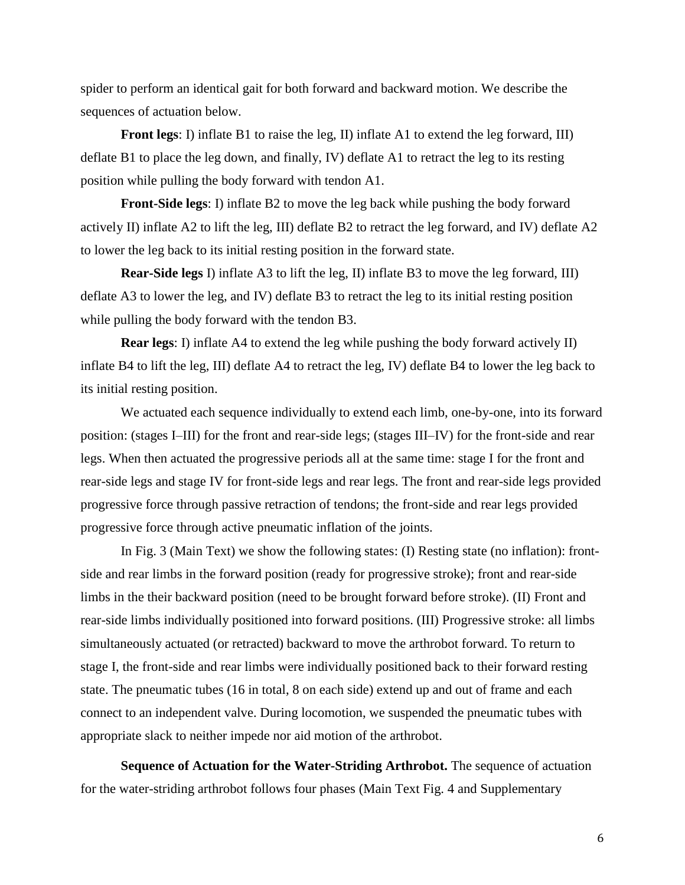spider to perform an identical gait for both forward and backward motion. We describe the sequences of actuation below.

**Front legs**: I) inflate B1 to raise the leg, II) inflate A1 to extend the leg forward, III) deflate B1 to place the leg down, and finally, IV) deflate A1 to retract the leg to its resting position while pulling the body forward with tendon A1.

**Front-Side legs**: I) inflate B2 to move the leg back while pushing the body forward actively II) inflate A2 to lift the leg, III) deflate B2 to retract the leg forward, and IV) deflate A2 to lower the leg back to its initial resting position in the forward state.

**Rear-Side legs** I) inflate A3 to lift the leg, II) inflate B3 to move the leg forward, III) deflate A3 to lower the leg, and IV) deflate B3 to retract the leg to its initial resting position while pulling the body forward with the tendon B3.

**Rear legs**: I) inflate A4 to extend the leg while pushing the body forward actively II) inflate B4 to lift the leg, III) deflate A4 to retract the leg, IV) deflate B4 to lower the leg back to its initial resting position.

We actuated each sequence individually to extend each limb, one-by-one, into its forward position: (stages I–III) for the front and rear-side legs; (stages III–IV) for the front-side and rear legs. When then actuated the progressive periods all at the same time: stage I for the front and rear-side legs and stage IV for front-side legs and rear legs. The front and rear-side legs provided progressive force through passive retraction of tendons; the front-side and rear legs provided progressive force through active pneumatic inflation of the joints.

In Fig. 3 (Main Text) we show the following states: (I) Resting state (no inflation): front-side and rear limbs in the forward position (ready for progressive stroke); front and rear-side limbs in the their backward position (need to be brought forward before stroke). (II) Front and rear-side limbs individually positioned into forward positions. (III) Progressive stroke: all limbs simultaneously actuated (or retracted) backward to move the arthrobot forward. To return to stage I, the front-side and rear limbs were individually positioned back to their forward resting state. The pneumatic tubes (16 in total, 8 on each side) extend up and out of frame and each connect to an independent valve. During locomotion, we suspended the pneumatic tubes with appropriate slack to neither impede nor aid motion of the arthrobot.

**Sequence of Actuation for the Water-Striding Arthrobot.** The sequence of actuation for the water-striding arthrobot follows four phases (Main Text Fig. 4 and Supplementary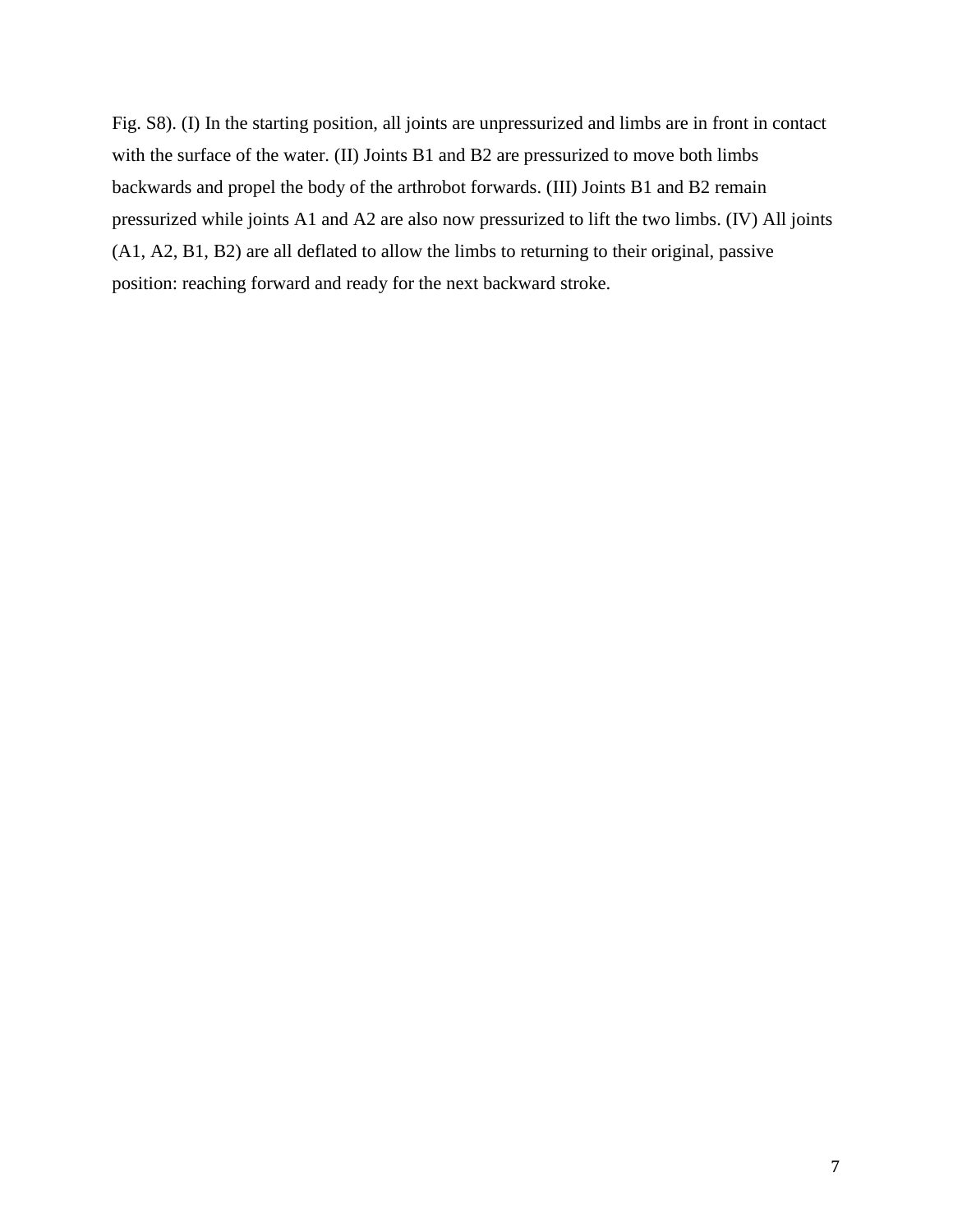Fig. S8). (I) In the starting position, all joints are unpressurized and limbs are in front in contact with the surface of the water. (II) Joints B1 and B2 are pressurized to move both limbs backwards and propel the body of the arthrobot forwards. (III) Joints B1 and B2 remain pressurized while joints A1 and A2 are also now pressurized to lift the two limbs. (IV) All joints (A1, A2, B1, B2) are all deflated to allow the limbs to returning to their original, passive position: reaching forward and ready for the next backward stroke.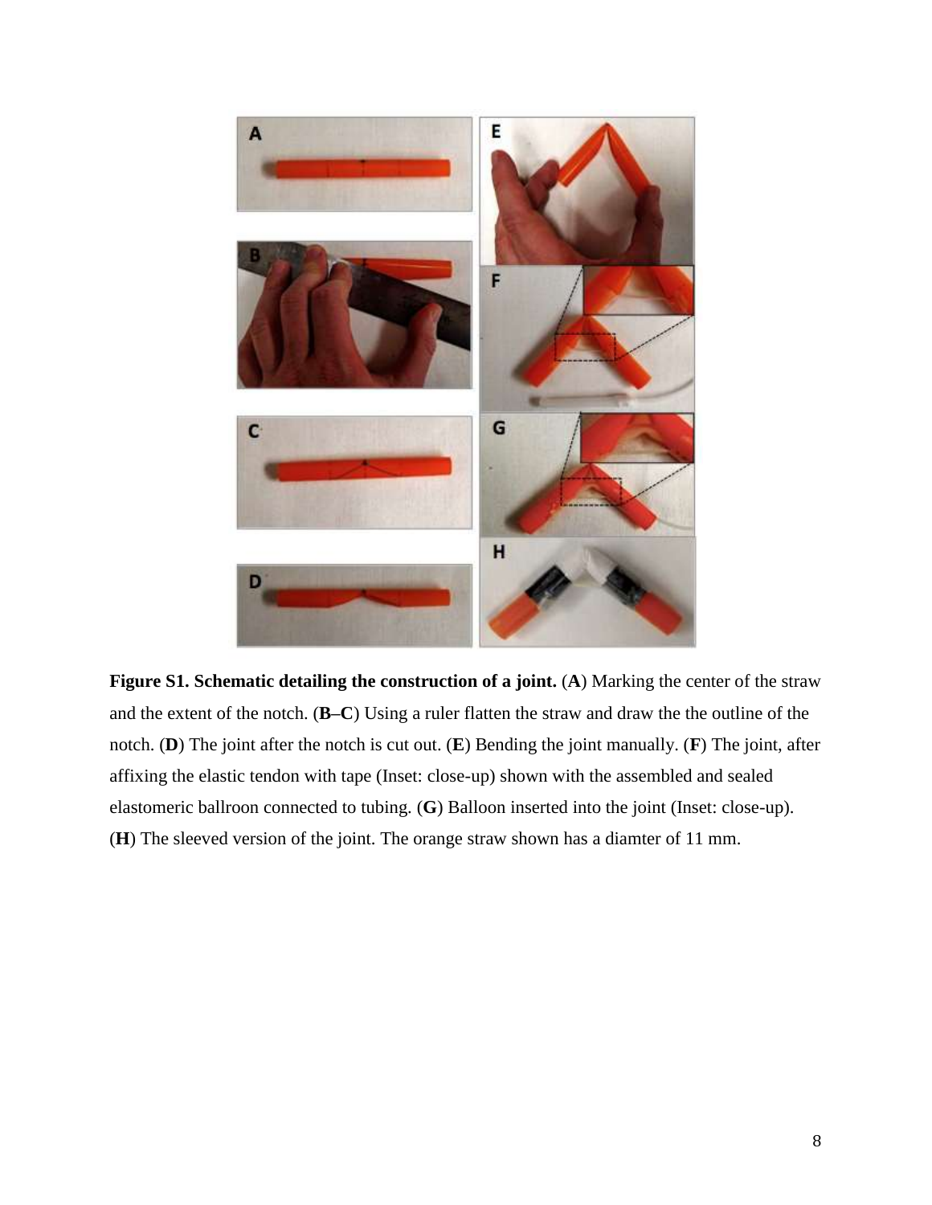**Figure S1. Schematic detailing the construction of a joint.** (**A**) Marking the center of the straw and the extent of the notch. (**B–C**) Using a ruler flatten the straw and draw the the outline of the notch. (**D**) The joint after the notch is cut out. (**E**) Bending the joint manually. (**F**) The joint, after affixing the elastic tendon with tape (Inset: close-up) shown with the assembled and sealed elastomeric ballroon connected to tubing. (**G**) Balloon inserted into the joint (Inset: close-up). (**H**) The sleeved version of the joint. The orange straw shown has a diamter of 11 mm.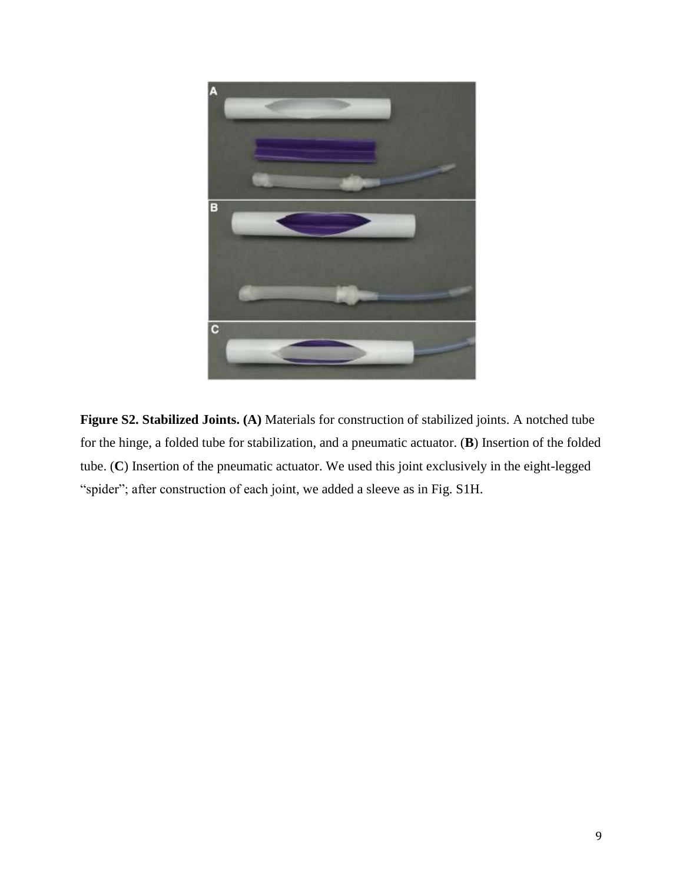**Figure S2. Stabilized Joints. (A)** Materials for construction of stabilized joints. A notched tube for the hinge, a folded tube for stabilization, and a pneumatic actuator. (**B**) Insertion of the folded tube. (**C**) Insertion of the pneumatic actuator. We used this joint exclusively in the eight-legged “spider”; after construction of each joint, we added a sleeve as in Fig. S1H.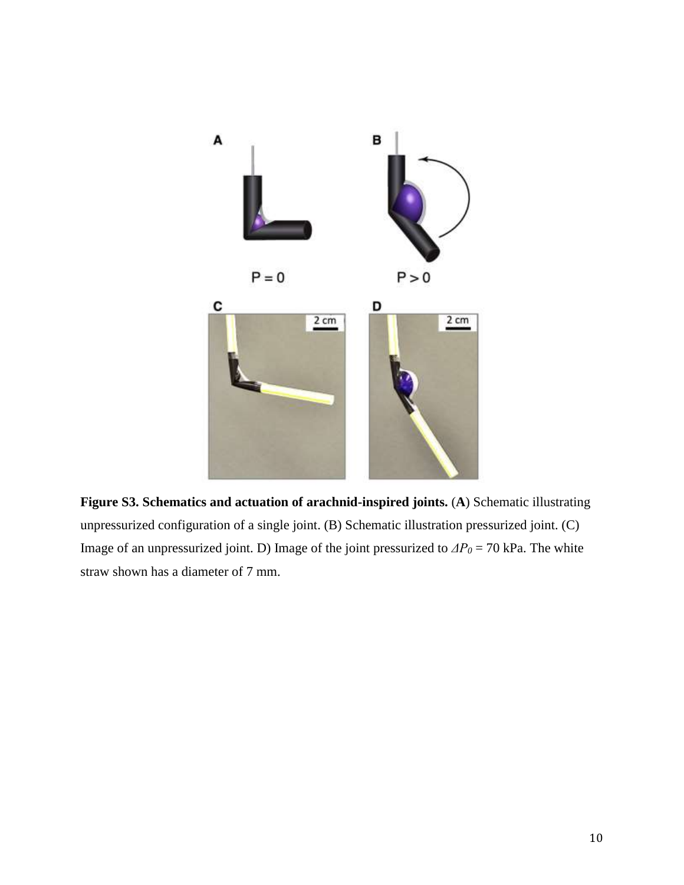**Figure S3. Schematics and actuation of arachnid-inspired joints.** (**A**) Schematic illustrating unpressurized configuration of a single joint. (B) Schematic illustration pressurized joint. (C) Image of an unpressurized joint. D) Image of the joint pressurized to $\Delta P_0$ = 70 kPa. The white straw shown has a diameter of 7 mm.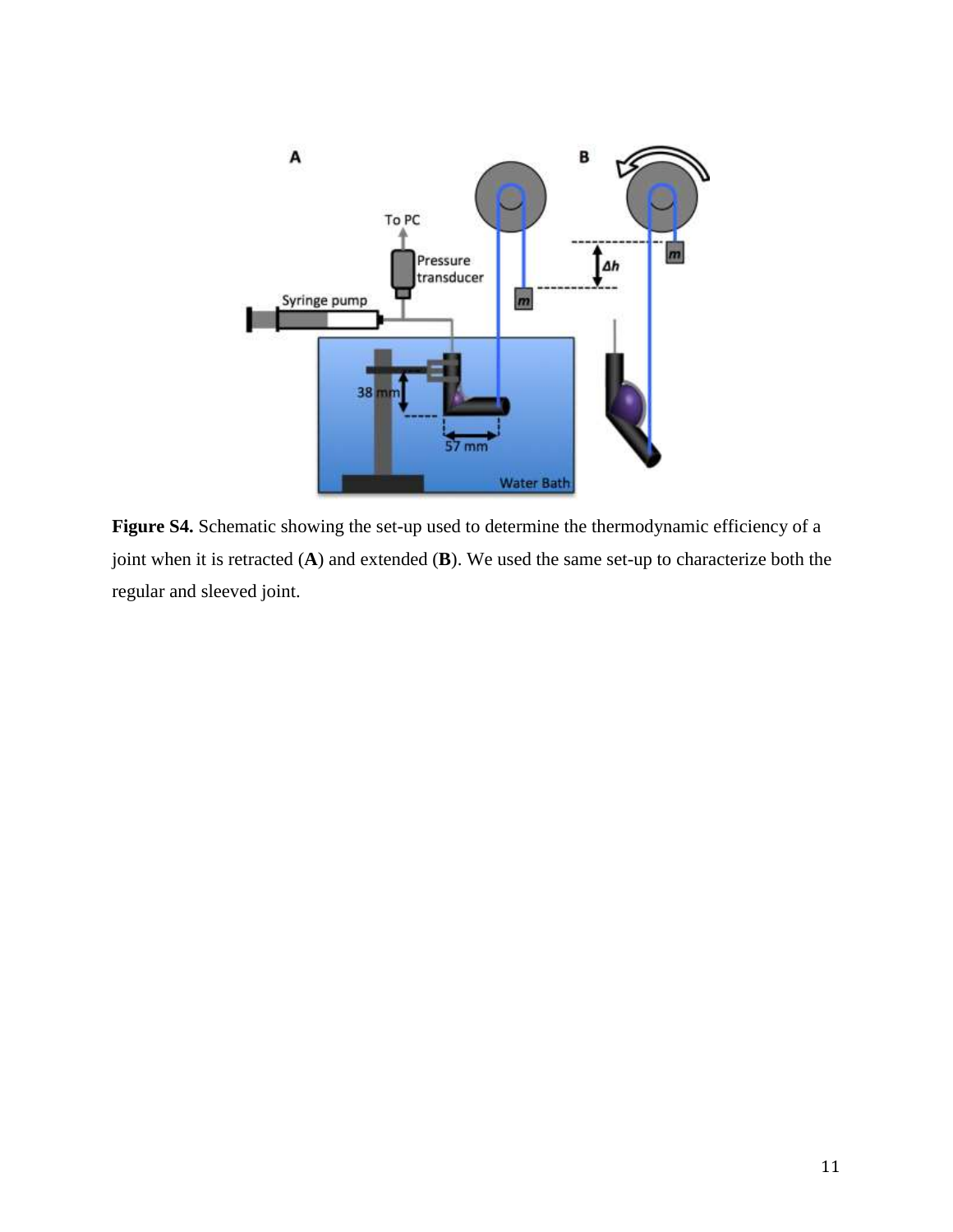**Figure S4.** Schematic showing the set-up used to determine the thermodynamic efficiency of a joint when it is retracted (**A**) and extended (**B**). We used the same set-up to characterize both the regular and sleeved joint.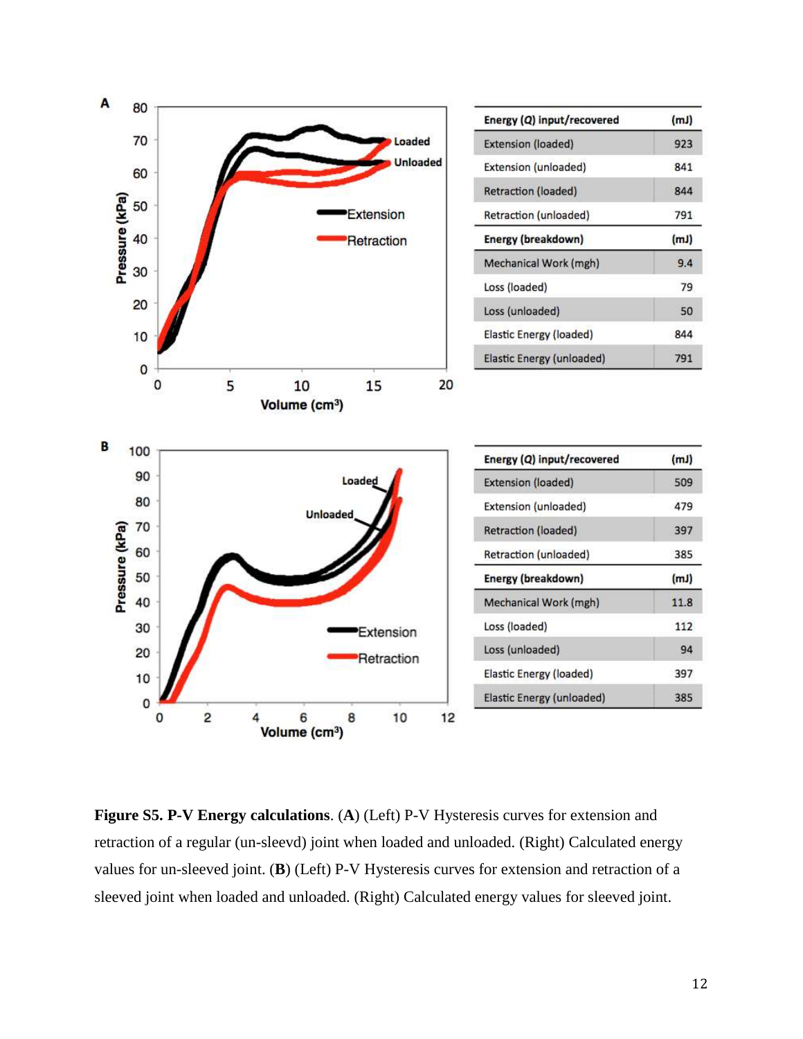**A**

| Energy (*Q*) input/recovered | (mJ) |
|---|---|
| Extension (loaded) | 923 |
| Extension (unloaded) | 841 |
| Retraction (loaded) | 844 |
| Retraction (unloaded) | 791 |
| **Energy (breakdown)** | **(mJ)** |
| Mechanical Work (mgh) | 9.4 |
| Loss (loaded) | 79 |
| Loss (unloaded) | 50 |
| Elastic Energy (loaded) | 844 |
| Elastic Energy (unloaded) | 791 |

**B**

| Energy (*Q*) input/recovered | (mJ) |
|---|---|
| Extension (loaded) | 509 |
| Extension (unloaded) | 479 |
| Retraction (loaded) | 397 |
| Retraction (unloaded) | 385 |
| **Energy (breakdown)** | **(mJ)** |
| Mechanical Work (mgh) | 11.8 |
| Loss (loaded) | 112 |
| Loss (unloaded) | 94 |
| Elastic Energy (loaded) | 397 |
| Elastic Energy (unloaded) | 385 |

**Figure S5. P-V Energy calculations**. (**A**) (Left) P-V Hysteresis curves for extension and retraction of a regular (un-sleevd) joint when loaded and unloaded. (Right) Calculated energy values for un-sleeved joint. (**B**) (Left) P-V Hysteresis curves for extension and retraction of a sleeved joint when loaded and unloaded. (Right) Calculated energy values for sleeved joint.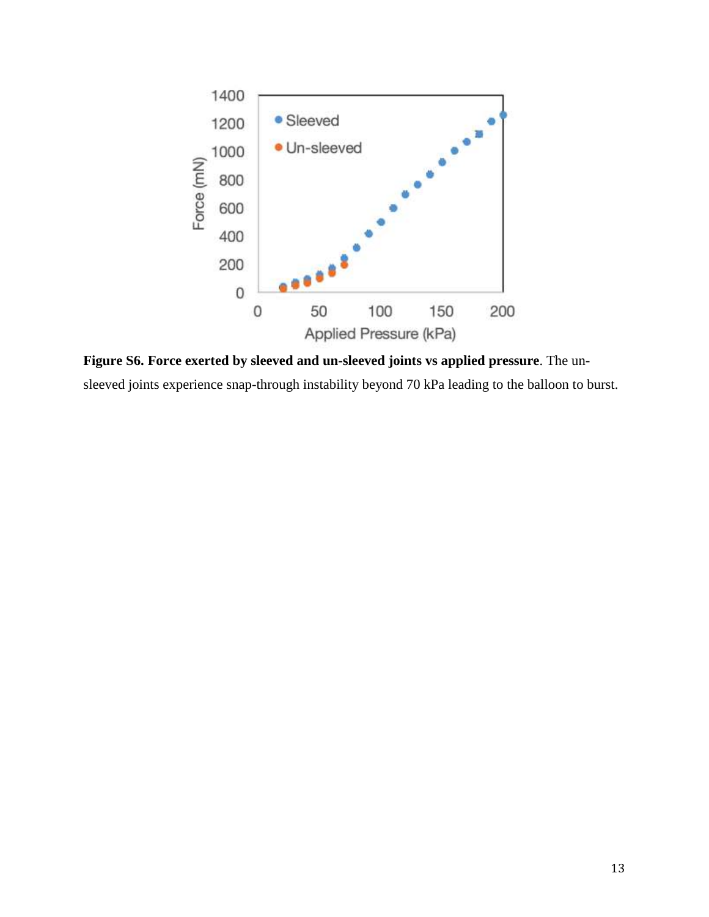**Figure S6. Force exerted by sleeved and un-sleeved joints vs applied pressure**. The un-sleeved joints experience snap-through instability beyond 70 kPa leading to the balloon to burst.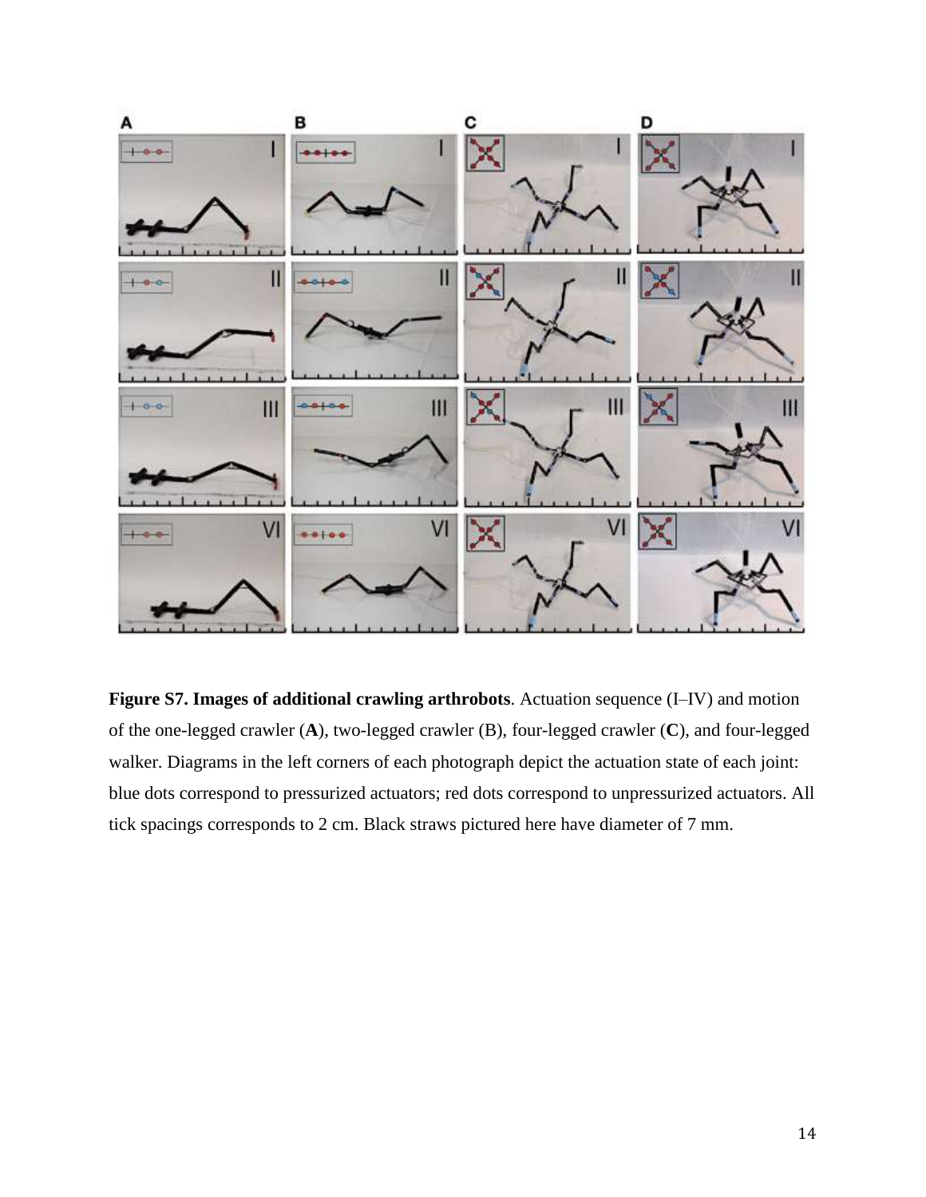**Figure S7. Images of additional crawling arthrobots**. Actuation sequence (I–IV) and motion of the one-legged crawler (**A**), two-legged crawler (B), four-legged crawler (**C**), and four-legged walker. Diagrams in the left corners of each photograph depict the actuation state of each joint: blue dots correspond to pressurized actuators; red dots correspond to unpressurized actuators. All tick spacings corresponds to 2 cm. Black straws pictured here have diameter of 7 mm.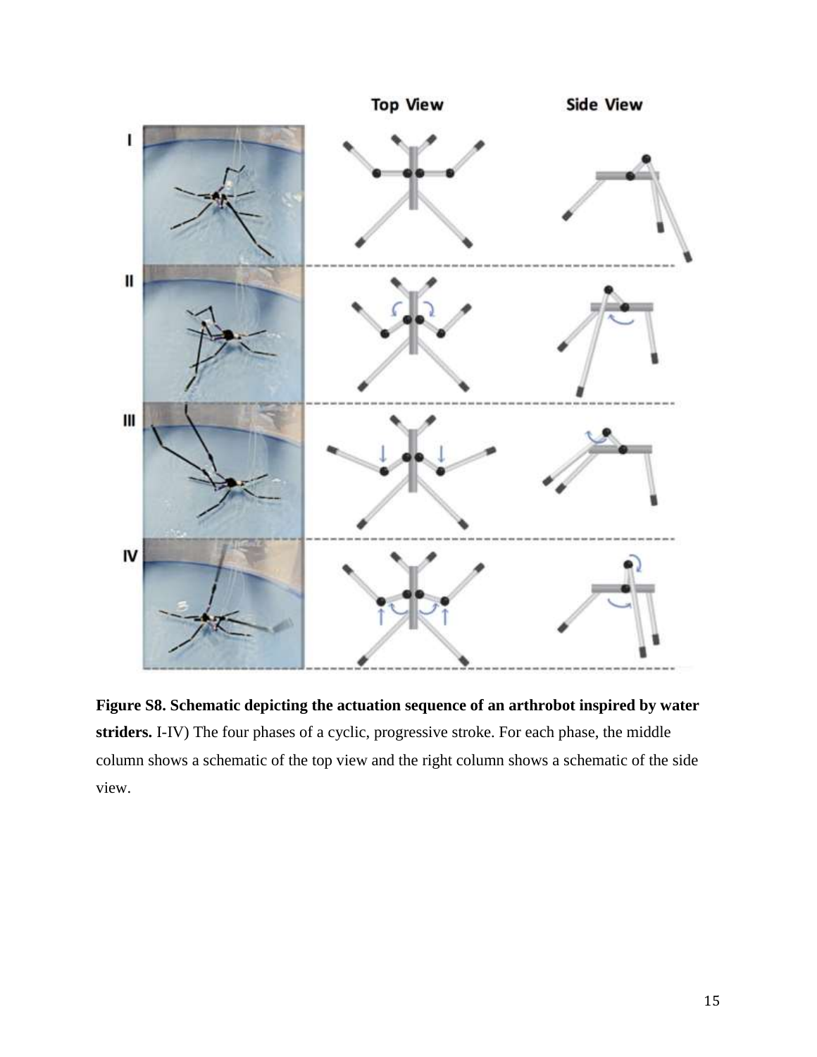**Figure S8. Schematic depicting the actuation sequence of an arthrobot inspired by water striders.** I-IV) The four phases of a cyclic, progressive stroke. For each phase, the middle column shows a schematic of the top view and the right column shows a schematic of the side view.